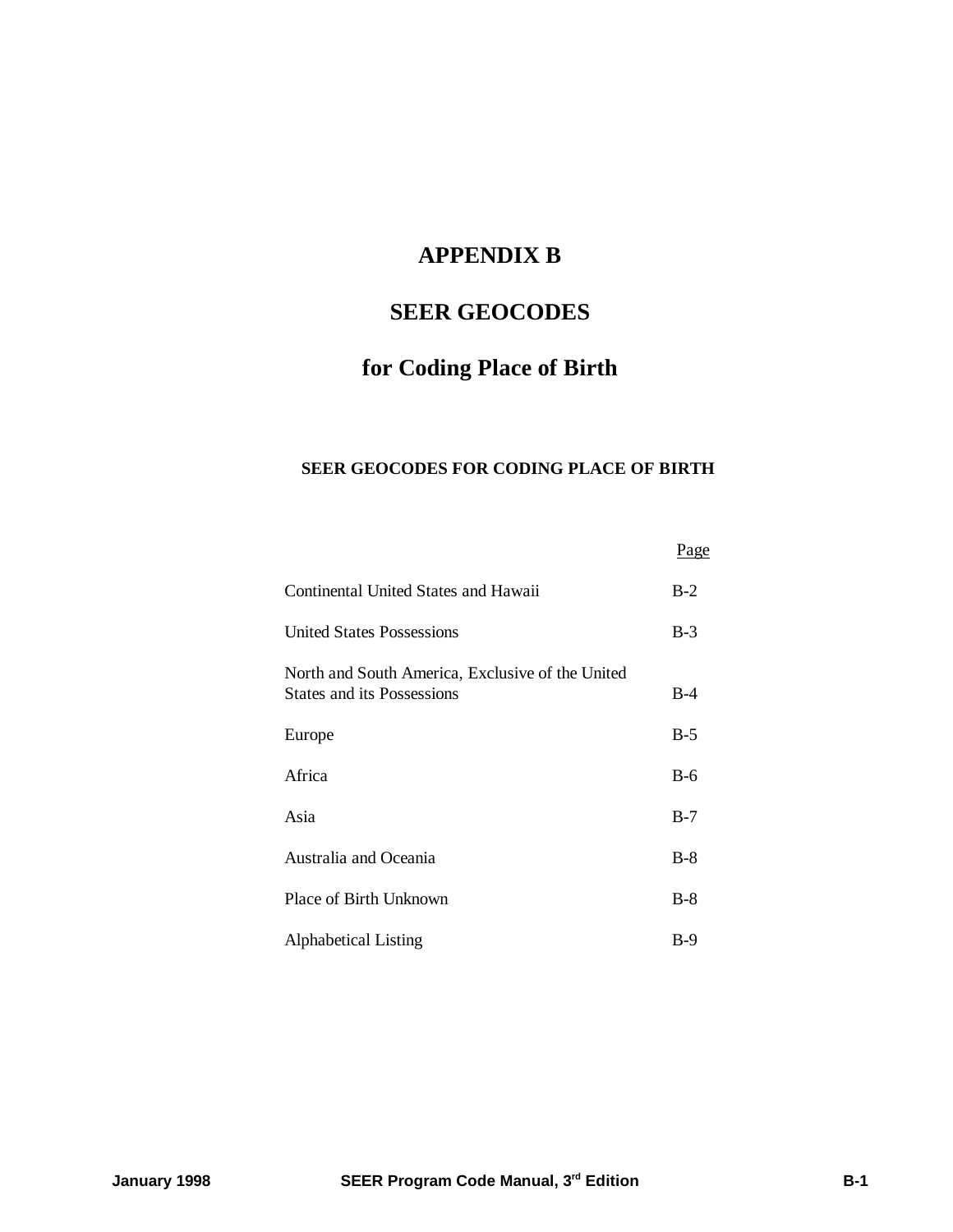# APPENDIX B

# SEER GEOCODES

# for Coding Place of Birth

## SEER GEOCODES FOR CODING PLACE OF BIRTH

| | Page |
|---|---|
| Continental United States and Hawaii | B-2 |
| United States Possessions | B-3 |
| North and South America, Exclusive of the United States and its Possessions | B-4 |
| Europe | B-5 |
| Africa | B-6 |
| Asia | B-7 |
| Australia and Oceania | B-8 |
| Place of Birth Unknown | B-8 |
| Alphabetical Listing | B-9 |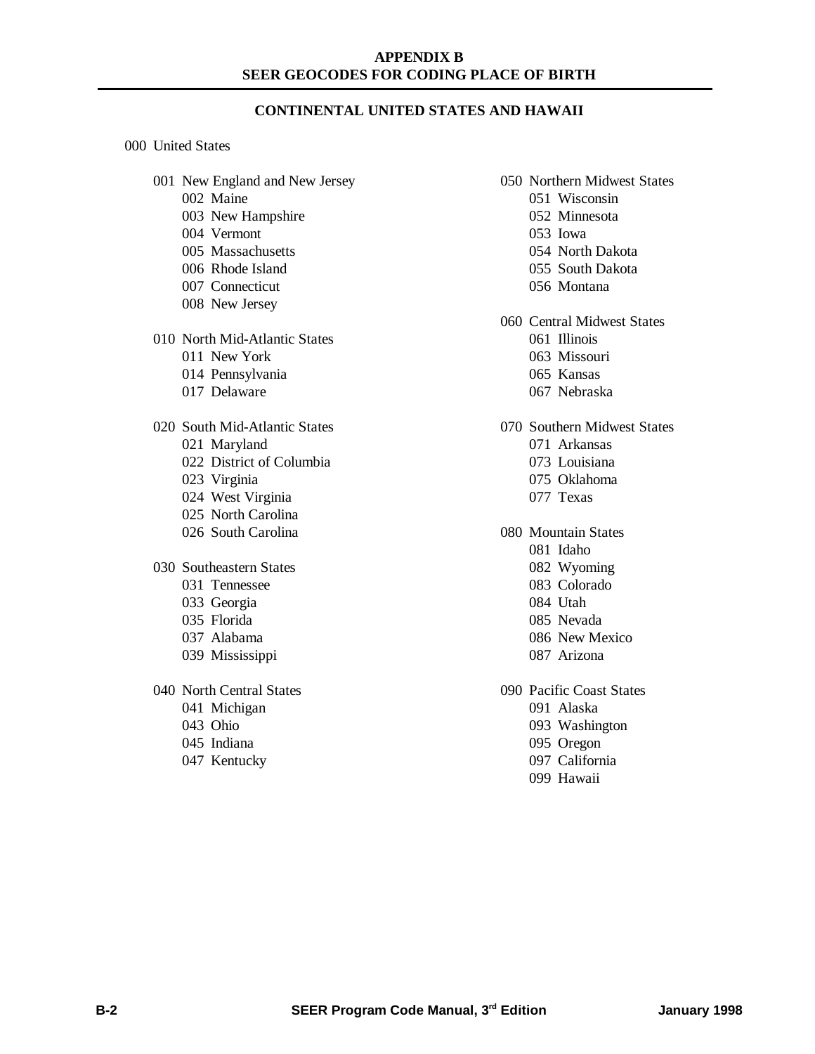# APPENDIX B
# SEER GEOCODES FOR CODING PLACE OF BIRTH

## CONTINENTAL UNITED STATES AND HAWAII

000 United States

- 001 New England and New Jersey
  - 002 Maine
  - 003 New Hampshire
  - 004 Vermont
  - 005 Massachusetts
  - 006 Rhode Island
  - 007 Connecticut
  - 008 New Jersey

- 010 North Mid-Atlantic States
  - 011 New York
  - 014 Pennsylvania
  - 017 Delaware

- 020 South Mid-Atlantic States
  - 021 Maryland
  - 022 District of Columbia
  - 023 Virginia
  - 024 West Virginia
  - 025 North Carolina
  - 026 South Carolina

- 030 Southeastern States
  - 031 Tennessee
  - 033 Georgia
  - 035 Florida
  - 037 Alabama
  - 039 Mississippi

- 040 North Central States
  - 041 Michigan
  - 043 Ohio
  - 045 Indiana
  - 047 Kentucky

- 050 Northern Midwest States
  - 051 Wisconsin
  - 052 Minnesota
  - 053 Iowa
  - 054 North Dakota
  - 055 South Dakota
  - 056 Montana

- 060 Central Midwest States
  - 061 Illinois
  - 063 Missouri
  - 065 Kansas
  - 067 Nebraska

- 070 Southern Midwest States
  - 071 Arkansas
  - 073 Louisiana
  - 075 Oklahoma
  - 077 Texas

- 080 Mountain States
  - 081 Idaho
  - 082 Wyoming
  - 083 Colorado
  - 084 Utah
  - 085 Nevada
  - 086 New Mexico
  - 087 Arizona

- 090 Pacific Coast States
  - 091 Alaska
  - 093 Washington
  - 095 Oregon
  - 097 California
  - 099 Hawaii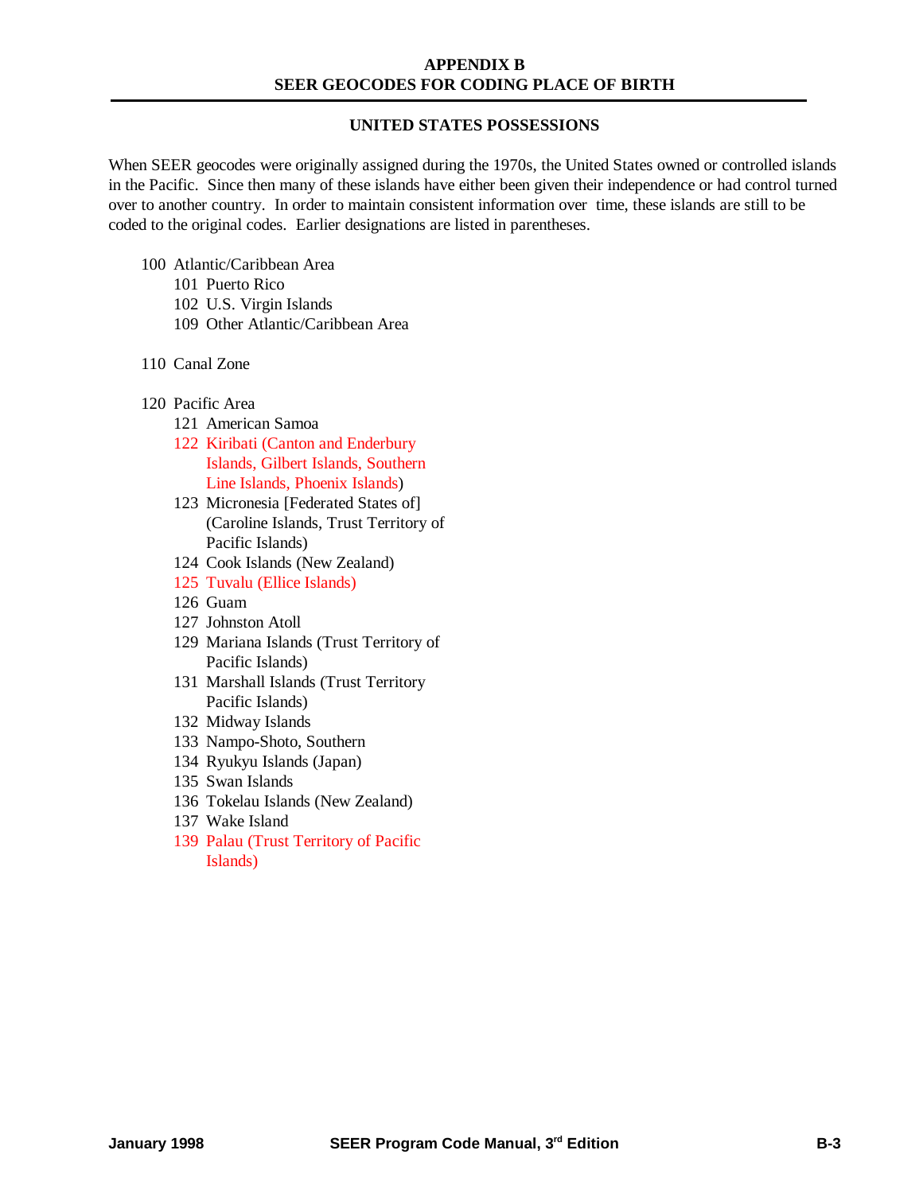# APPENDIX B
# SEER GEOCODES FOR CODING PLACE OF BIRTH

## UNITED STATES POSSESSIONS

When SEER geocodes were originally assigned during the 1970s, the United States owned or controlled islands in the Pacific. Since then many of these islands have either been given their independence or had control turned over to another country. In order to maintain consistent information over time, these islands are still to be coded to the original codes. Earlier designations are listed in parentheses.

- 100 Atlantic/Caribbean Area
  - 101 Puerto Rico
  - 102 U.S. Virgin Islands
  - 109 Other Atlantic/Caribbean Area

- 110 Canal Zone

- 120 Pacific Area
  - 121 American Samoa
  - 122 Kiribati (Canton and Enderbury Islands, Gilbert Islands, Southern Line Islands, Phoenix Islands)
  - 123 Micronesia [Federated States of] (Caroline Islands, Trust Territory of Pacific Islands)
  - 124 Cook Islands (New Zealand)
  - 125 Tuvalu (Ellice Islands)
  - 126 Guam
  - 127 Johnston Atoll
  - 129 Mariana Islands (Trust Territory of Pacific Islands)
  - 131 Marshall Islands (Trust Territory Pacific Islands)
  - 132 Midway Islands
  - 133 Nampo-Shoto, Southern
  - 134 Ryukyu Islands (Japan)
  - 135 Swan Islands
  - 136 Tokelau Islands (New Zealand)
  - 137 Wake Island
  - 139 Palau (Trust Territory of Pacific Islands)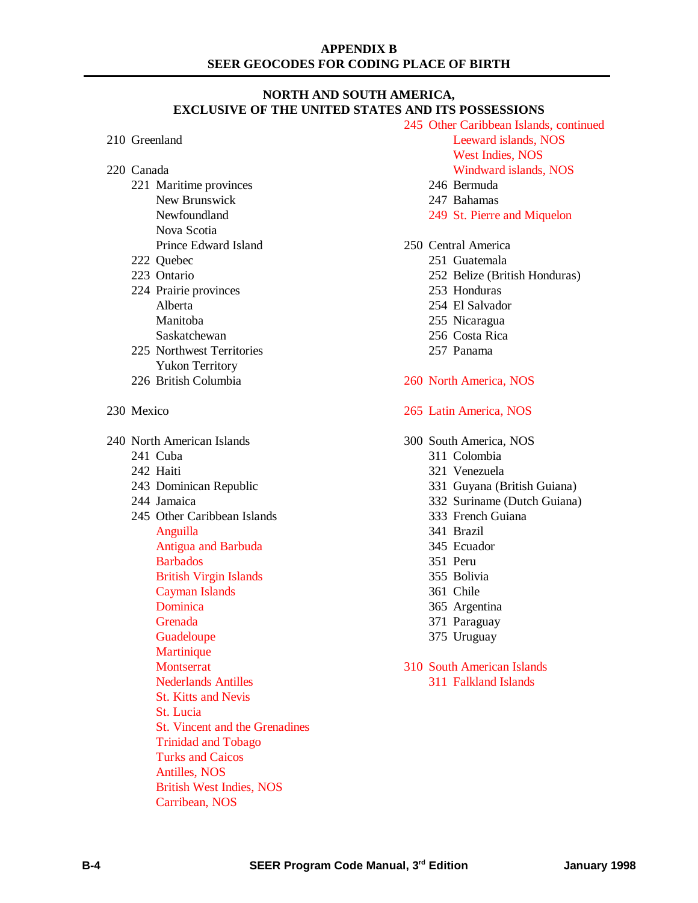**APPENDIX B**
**SEER GEOCODES FOR CODING PLACE OF BIRTH**

## NORTH AND SOUTH AMERICA, EXCLUSIVE OF THE UNITED STATES AND ITS POSSESSIONS

210 Greenland

220 Canada
- 221 Maritime provinces
  - New Brunswick
  - Newfoundland
  - Nova Scotia
  - Prince Edward Island
- 222 Quebec
- 223 Ontario
- 224 Prairie provinces
  - Alberta
  - Manitoba
  - Saskatchewan
- 225 Northwest Territories
  - Yukon Territory
- 226 British Columbia

230 Mexico

240 North American Islands
- 241 Cuba
- 242 Haiti
- 243 Dominican Republic
- 244 Jamaica
- 245 Other Caribbean Islands
  - Anguilla
  - Antigua and Barbuda
  - Barbados
  - British Virgin Islands
  - Cayman Islands
  - Dominica
  - Grenada
  - Guadeloupe
  - Martinique
  - Montserrat
  - Nederlands Antilles
  - St. Kitts and Nevis
  - St. Lucia
  - St. Vincent and the Grenadines
  - Trinidad and Tobago
  - Turks and Caicos
  - Antilles, NOS
  - British West Indies, NOS
  - Carribean, NOS

245 Other Caribbean Islands, continued
  - Leeward islands, NOS
  - West Indies, NOS
  - Windward islands, NOS
- 246 Bermuda
- 247 Bahamas
- 249 St. Pierre and Miquelon

250 Central America
- 251 Guatemala
- 252 Belize (British Honduras)
- 253 Honduras
- 254 El Salvador
- 255 Nicaragua
- 256 Costa Rica
- 257 Panama

260 North America, NOS

265 Latin America, NOS

300 South America, NOS
- 311 Colombia
- 321 Venezuela
- 331 Guyana (British Guiana)
- 332 Suriname (Dutch Guiana)
- 333 French Guiana
- 341 Brazil
- 345 Ecuador
- 351 Peru
- 355 Bolivia
- 361 Chile
- 365 Argentina
- 371 Paraguay
- 375 Uruguay

310 South American Islands
- 311 Falkland Islands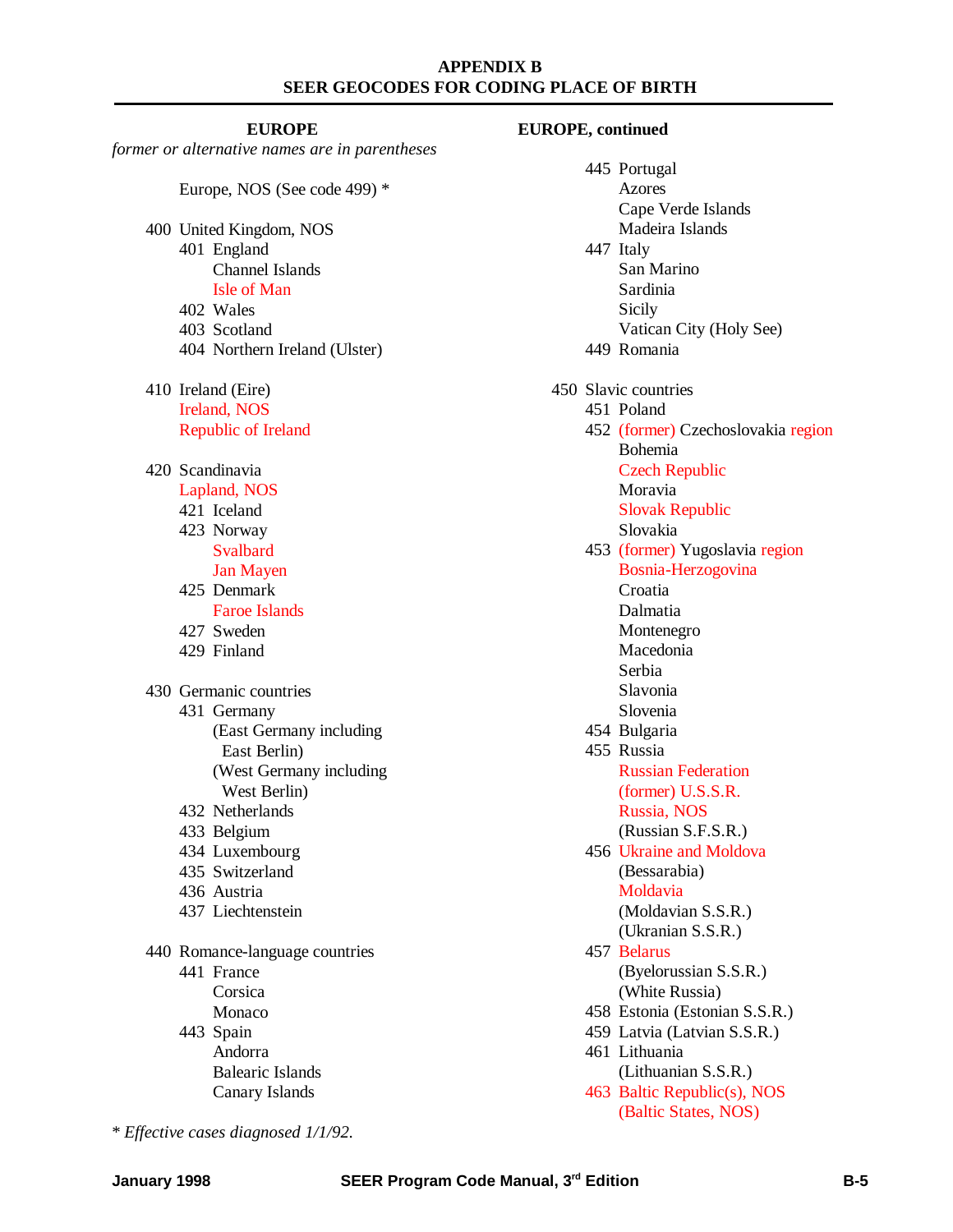# APPENDIX B
## SEER GEOCODES FOR CODING PLACE OF BIRTH

### EUROPE

*former or alternative names are in parentheses*

Europe, NOS (See code 499) *

- 400 United Kingdom, NOS
  - 401 England
    - Channel Islands
    - Isle of Man
  - 402 Wales
  - 403 Scotland
  - 404 Northern Ireland (Ulster)

- 410 Ireland (Eire)
  - Ireland, NOS
  - Republic of Ireland

- 420 Scandinavia
  - Lapland, NOS
  - 421 Iceland
  - 423 Norway
    - Svalbard
    - Jan Mayen
  - 425 Denmark
    - Faroe Islands
  - 427 Sweden
  - 429 Finland

- 430 Germanic countries
  - 431 Germany
    - (East Germany including East Berlin)
    - (West Germany including West Berlin)
  - 432 Netherlands
  - 433 Belgium
  - 434 Luxembourg
  - 435 Switzerland
  - 436 Austria
  - 437 Liechtenstein

- 440 Romance-language countries
  - 441 France
    - Corsica
    - Monaco
  - 443 Spain
    - Andorra
    - Balearic Islands
    - Canary Islands

### EUROPE, continued

- 440 Romance-language countries (continued)
  - 445 Portugal
    - Azores
    - Cape Verde Islands
    - Madeira Islands
  - 447 Italy
    - San Marino
    - Sardinia
    - Sicily
    - Vatican City (Holy See)
  - 449 Romania

- 450 Slavic countries
  - 451 Poland
  - 452 (former) Czechoslovakia region
    - Bohemia
    - Czech Republic
    - Moravia
    - Slovak Republic
    - Slovakia
  - 453 (former) Yugoslavia region
    - Bosnia-Herzogovina
    - Croatia
    - Dalmatia
    - Montenegro
    - Macedonia
    - Serbia
    - Slavonia
    - Slovenia
  - 454 Bulgaria
  - 455 Russia
    - Russian Federation
    - (former) U.S.S.R.
    - Russia, NOS
    - (Russian S.F.S.R.)
  - 456 Ukraine and Moldova
    - (Bessarabia)
    - Moldavia
    - (Moldavian S.S.R.)
    - (Ukranian S.S.R.)
  - 457 Belarus
    - (Byelorussian S.S.R.)
    - (White Russia)
  - 458 Estonia (Estonian S.S.R.)
  - 459 Latvia (Latvian S.S.R.)
  - 461 Lithuania
    - (Lithuanian S.S.R.)
  - 463 Baltic Republic(s), NOS
    - (Baltic States, NOS)

\* *Effective cases diagnosed 1/1/92.*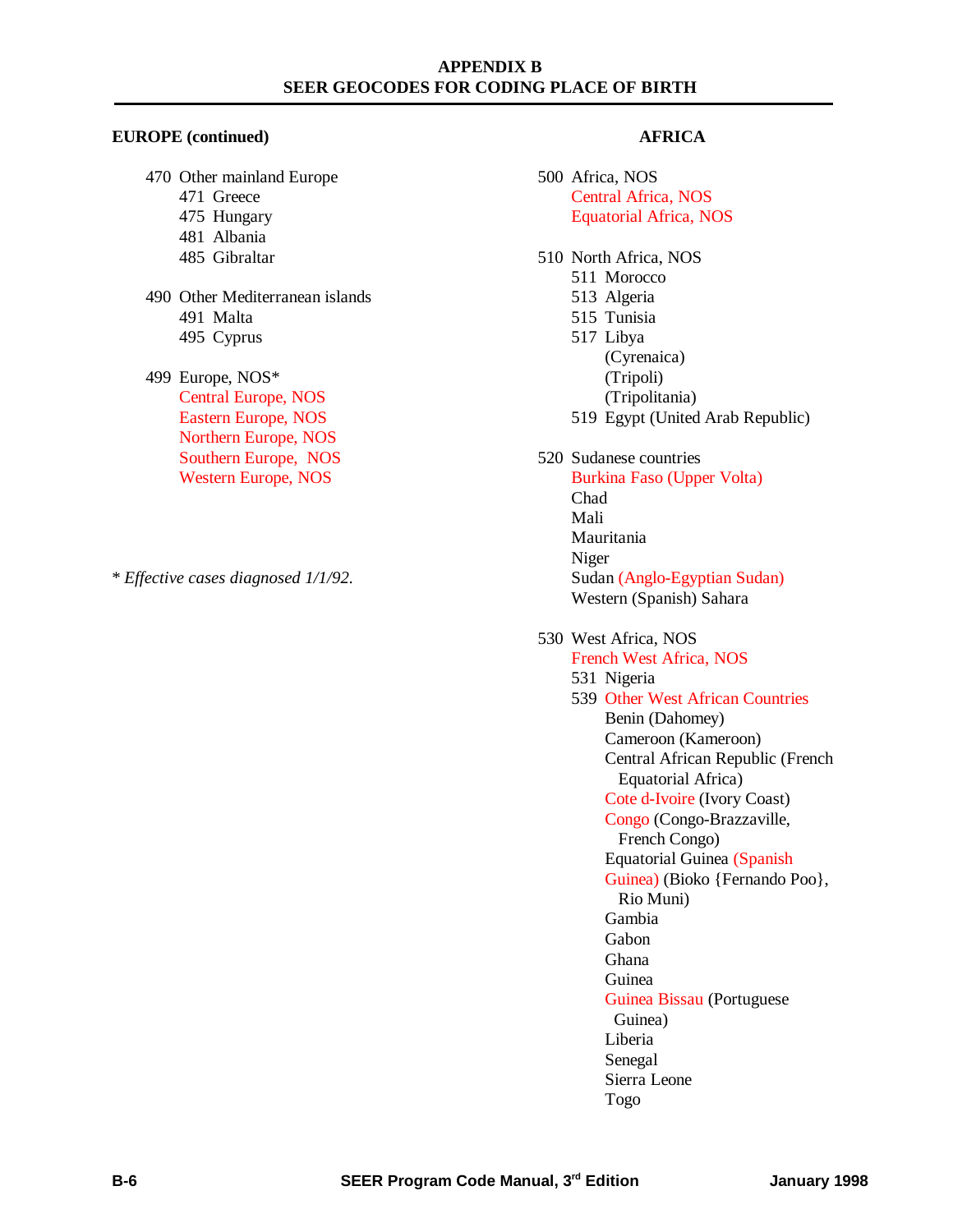## APPENDIX B
## SEER GEOCODES FOR CODING PLACE OF BIRTH

### EUROPE (continued)

470 Other mainland Europe
- 471 Greece
- 475 Hungary
- 481 Albania
- 485 Gibraltar

490 Other Mediterranean islands
- 491 Malta
- 495 Cyprus

499 Europe, NOS*
- Central Europe, NOS
- Eastern Europe, NOS
- Northern Europe, NOS
- Southern Europe, NOS
- Western Europe, NOS

* *Effective cases diagnosed 1/1/92.*

### AFRICA

500 Africa, NOS
- Central Africa, NOS
- Equatorial Africa, NOS

510 North Africa, NOS
- 511 Morocco
- 513 Algeria
- 515 Tunisia
- 517 Libya
  - (Cyrenaica)
  - (Tripoli)
  - (Tripolitania)
- 519 Egypt (United Arab Republic)

520 Sudanese countries
- Burkina Faso (Upper Volta)
- Chad
- Mali
- Mauritania
- Niger
- Sudan (Anglo-Egyptian Sudan)
- Western (Spanish) Sahara

530 West Africa, NOS
- French West Africa, NOS
- 531 Nigeria
- 539 Other West African Countries
  - Benin (Dahomey)
  - Cameroon (Kameroon)
  - Central African Republic (French Equatorial Africa)
  - Cote d-Ivoire (Ivory Coast)
  - Congo (Congo-Brazzaville, French Congo)
  - Equatorial Guinea (Spanish Guinea) (Bioko {Fernando Poo}, Rio Muni)
  - Gambia
  - Gabon
  - Ghana
  - Guinea
  - Guinea Bissau (Portuguese Guinea)
  - Liberia
  - Senegal
  - Sierra Leone
  - Togo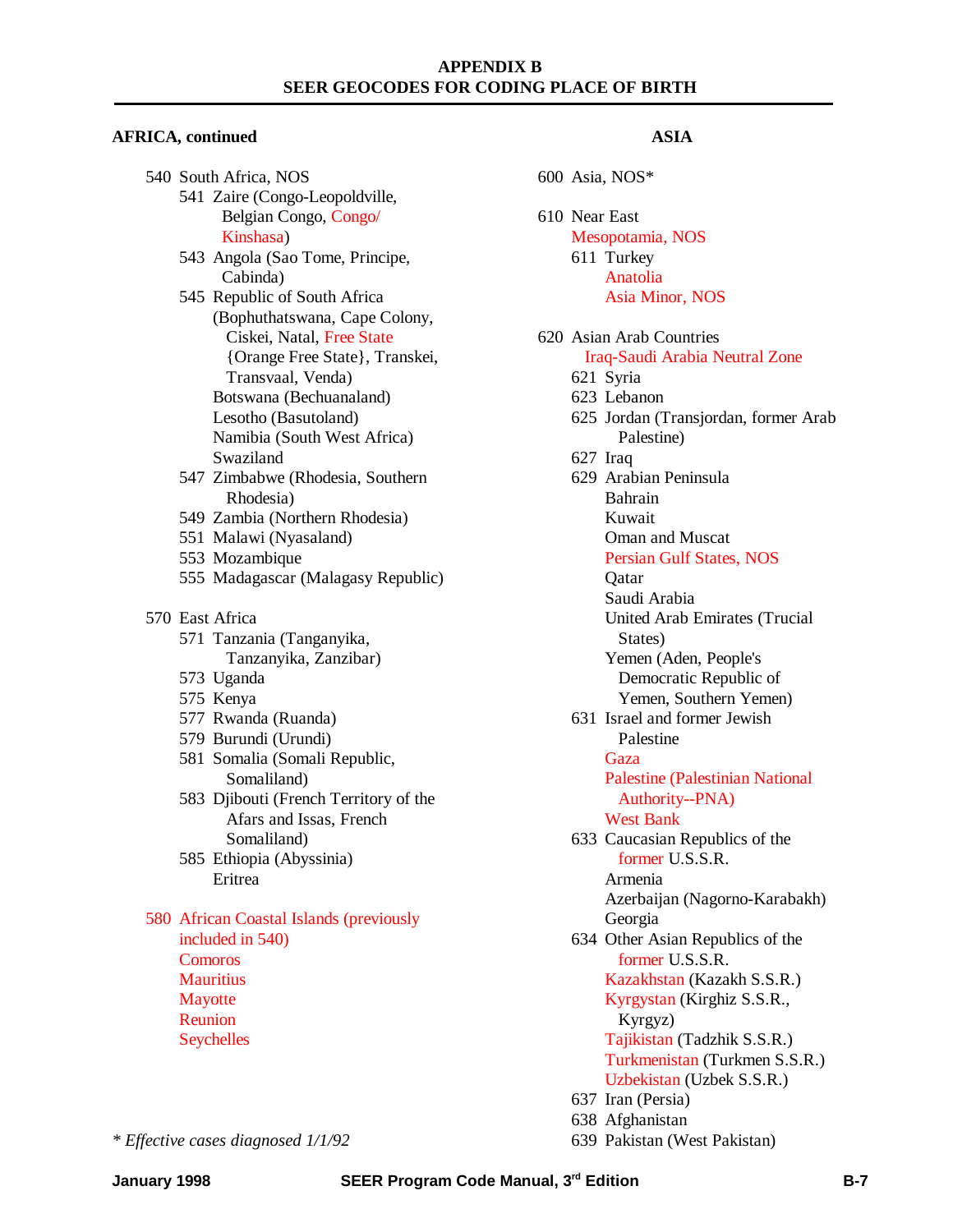## APPENDIX B
## SEER GEOCODES FOR CODING PLACE OF BIRTH

### AFRICA, continued

- 540 South Africa, NOS
  - 541 Zaire (Congo-Leopoldville, Belgian Congo, Congo/Kinshasa)
  - 543 Angola (Sao Tome, Principe, Cabinda)
  - 545 Republic of South Africa (Bophuthatswana, Cape Colony, Ciskei, Natal, Free State {Orange Free State}, Transkei, Transvaal, Venda)
    - Botswana (Bechuanaland)
    - Lesotho (Basutoland)
    - Namibia (South West Africa)
    - Swaziland
  - 547 Zimbabwe (Rhodesia, Southern Rhodesia)
  - 549 Zambia (Northern Rhodesia)
  - 551 Malawi (Nyasaland)
  - 553 Mozambique
  - 555 Madagascar (Malagasy Republic)

- 570 East Africa
  - 571 Tanzania (Tanganyika, Tanzanyika, Zanzibar)
  - 573 Uganda
  - 575 Kenya
  - 577 Rwanda (Ruanda)
  - 579 Burundi (Urundi)
  - 581 Somalia (Somali Republic, Somaliland)
  - 583 Djibouti (French Territory of the Afars and Issas, French Somaliland)
  - 585 Ethiopia (Abyssinia)
    - Eritrea

- 580 African Coastal Islands (previously included in 540)
  - Comoros
  - Mauritius
  - Mayotte
  - Reunion
  - Seychelles

*\* Effective cases diagnosed 1/1/92*

### ASIA

- 600 Asia, NOS*

- 610 Near East
  - Mesopotamia, NOS
  - 611 Turkey
    - Anatolia
    - Asia Minor, NOS

- 620 Asian Arab Countries
  - Iraq-Saudi Arabia Neutral Zone
  - 621 Syria
  - 623 Lebanon
  - 625 Jordan (Transjordan, former Arab Palestine)
  - 627 Iraq
  - 629 Arabian Peninsula
    - Bahrain
    - Kuwait
    - Oman and Muscat
    - Persian Gulf States, NOS
    - Qatar
    - Saudi Arabia
    - United Arab Emirates (Trucial States)
    - Yemen (Aden, People's Democratic Republic of Yemen, Southern Yemen)
  - 631 Israel and former Jewish Palestine
    - Gaza
    - Palestine (Palestinian National Authority--PNA)
    - West Bank
  - 633 Caucasian Republics of the former U.S.S.R.
    - Armenia
    - Azerbaijan (Nagorno-Karabakh)
    - Georgia
  - 634 Other Asian Republics of the former U.S.S.R.
    - Kazakhstan (Kazakh S.S.R.)
    - Kyrgystan (Kirghiz S.S.R., Kyrgyz)
    - Tajikistan (Tadzhik S.S.R.)
    - Turkmenistan (Turkmen S.S.R.)
    - Uzbekistan (Uzbek S.S.R.)
  - 637 Iran (Persia)
  - 638 Afghanistan
  - 639 Pakistan (West Pakistan)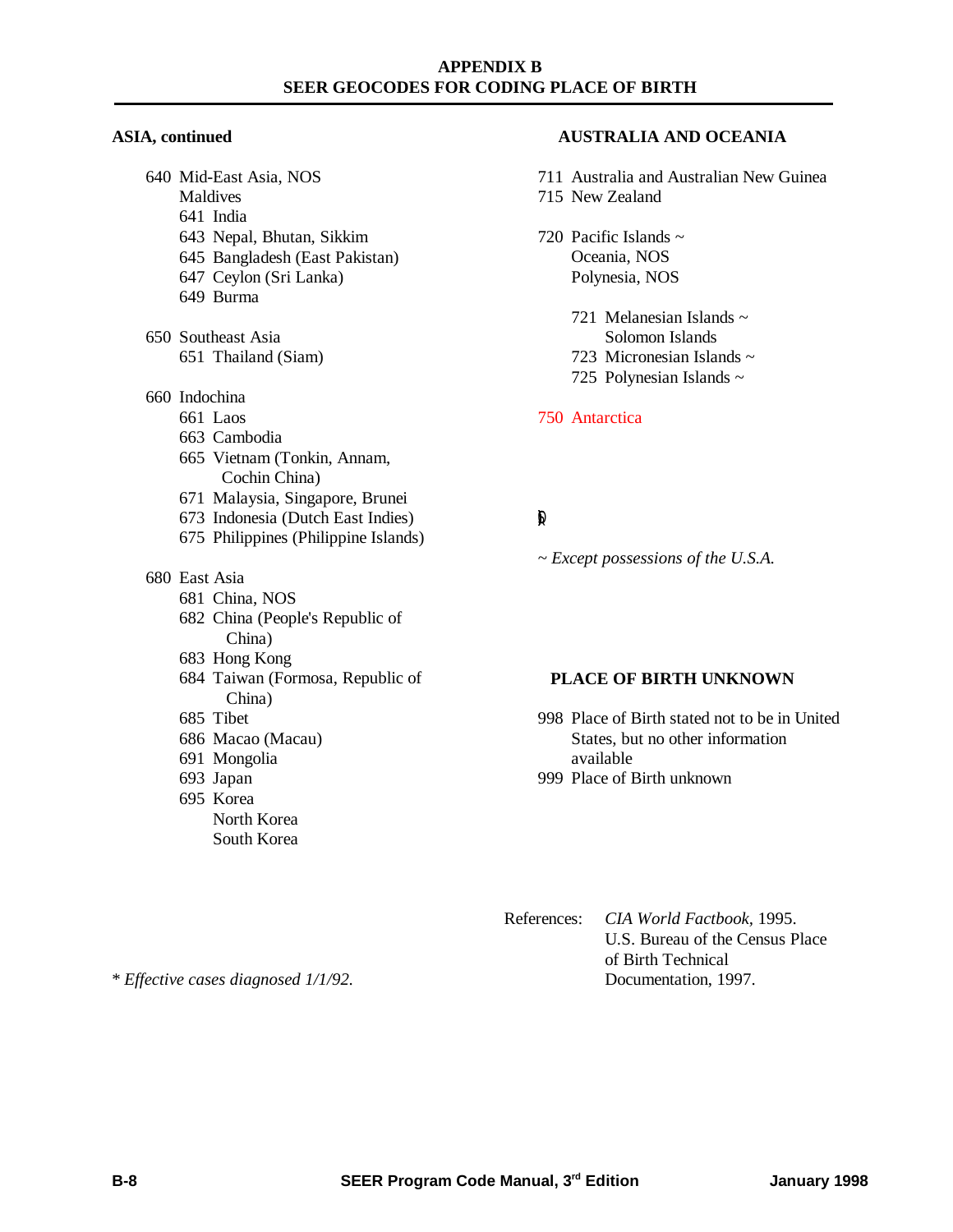## APPENDIX B
## SEER GEOCODES FOR CODING PLACE OF BIRTH

**ASIA, continued**

640 Mid-East Asia, NOS
- Maldives
- 641 India
- 643 Nepal, Bhutan, Sikkim
- 645 Bangladesh (East Pakistan)
- 647 Ceylon (Sri Lanka)
- 649 Burma

650 Southeast Asia
- 651 Thailand (Siam)

660 Indochina
- 661 Laos
- 663 Cambodia
- 665 Vietnam (Tonkin, Annam, Cochin China)
- 671 Malaysia, Singapore, Brunei
- 673 Indonesia (Dutch East Indies)
- 675 Philippines (Philippine Islands)

680 East Asia
- 681 China, NOS
- 682 China (People's Republic of China)
- 683 Hong Kong
- 684 Taiwan (Formosa, Republic of China)
- 685 Tibet
- 686 Macao (Macau)
- 691 Mongolia
- 693 Japan
- 695 Korea
  - North Korea
  - South Korea

\* *Effective cases diagnosed 1/1/92.*

**AUSTRALIA AND OCEANIA**

711 Australia and Australian New Guinea
715 New Zealand

720 Pacific Islands ~
- Oceania, NOS
- Polynesia, NOS
- 721 Melanesian Islands ~
  - Solomon Islands
- 723 Micronesian Islands ~
- 725 Polynesian Islands ~

750 Antarctica

~ *Except possessions of the U.S.A.*

**PLACE OF BIRTH UNKNOWN**

998 Place of Birth stated not to be in United States, but no other information available
999 Place of Birth unknown

References: *CIA World Factbook*, 1995.
U.S. Bureau of the Census Place of Birth Technical Documentation, 1997.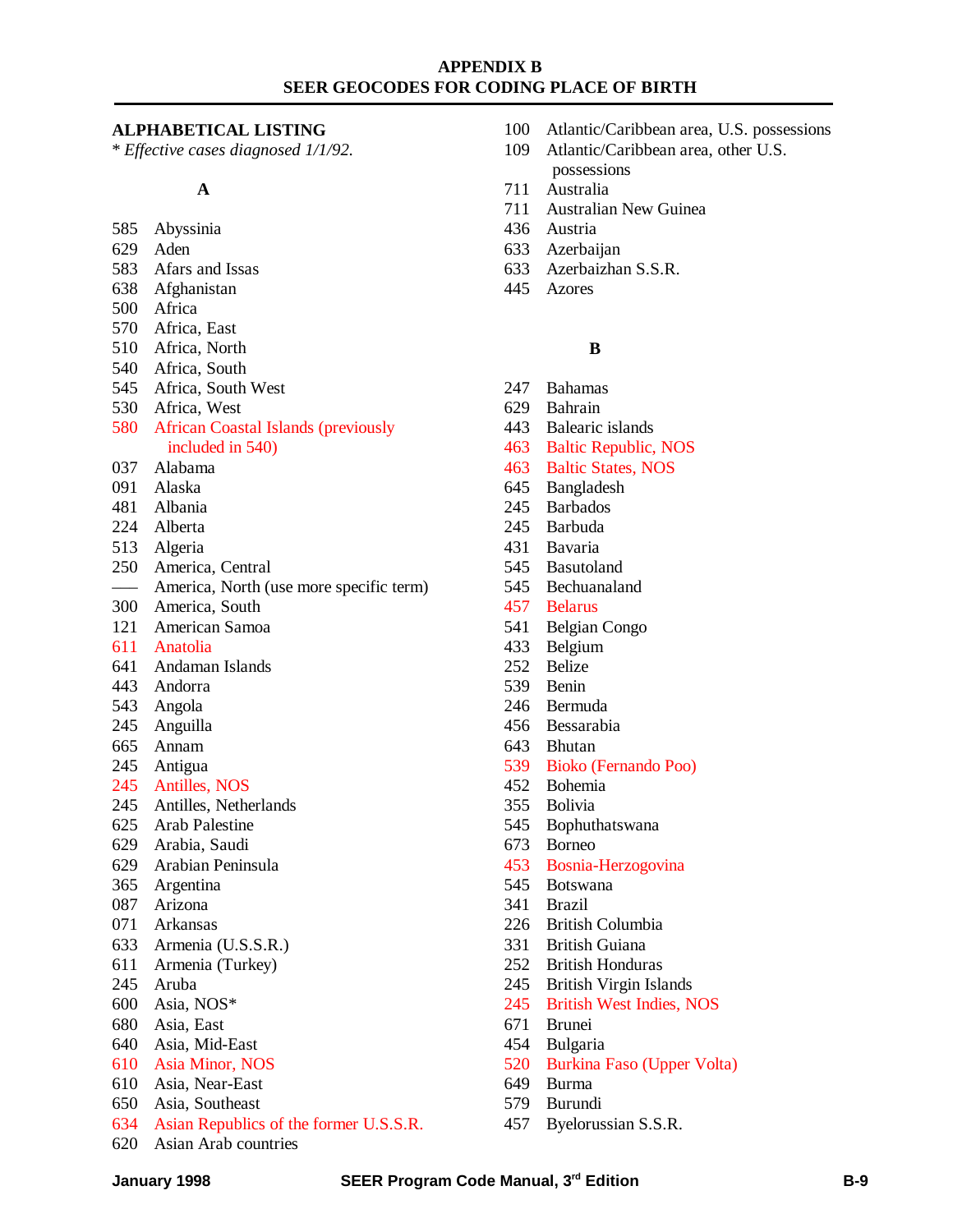# APPENDIX B
# SEER GEOCODES FOR CODING PLACE OF BIRTH

## ALPHABETICAL LISTING

\* *Effective cases diagnosed 1/1/92.*

### A

| Code | Place |
|---|---|
| 585 | Abyssinia |
| 629 | Aden |
| 583 | Afars and Issas |
| 638 | Afghanistan |
| 500 | Africa |
| 570 | Africa, East |
| 510 | Africa, North |
| 540 | Africa, South |
| 545 | Africa, South West |
| 530 | Africa, West |
| 580 | African Coastal Islands (previously included in 540) |
| 037 | Alabama |
| 091 | Alaska |
| 481 | Albania |
| 224 | Alberta |
| 513 | Algeria |
| 250 | America, Central |
| —— | America, North (use more specific term) |
| 300 | America, South |
| 121 | American Samoa |
| 611 | Anatolia |
| 641 | Andaman Islands |
| 443 | Andorra |
| 543 | Angola |
| 245 | Anguilla |
| 665 | Annam |
| 245 | Antigua |
| 245 | Antilles, NOS |
| 245 | Antilles, Netherlands |
| 625 | Arab Palestine |
| 629 | Arabia, Saudi |
| 629 | Arabian Peninsula |
| 365 | Argentina |
| 087 | Arizona |
| 071 | Arkansas |
| 633 | Armenia (U.S.S.R.) |
| 611 | Armenia (Turkey) |
| 245 | Aruba |
| 600 | Asia, NOS* |
| 680 | Asia, East |
| 640 | Asia, Mid-East |
| 610 | Asia Minor, NOS |
| 610 | Asia, Near-East |
| 650 | Asia, Southeast |
| 634 | Asian Republics of the former U.S.S.R. |
| 620 | Asian Arab countries |
| 100 | Atlantic/Caribbean area, U.S. possessions |
| 109 | Atlantic/Caribbean area, other U.S. possessions |
| 711 | Australia |
| 711 | Australian New Guinea |
| 436 | Austria |
| 633 | Azerbaijan |
| 633 | Azerbaizhan S.S.R. |
| 445 | Azores |

### B

| Code | Place |
|---|---|
| 247 | Bahamas |
| 629 | Bahrain |
| 443 | Balearic islands |
| 463 | Baltic Republic, NOS |
| 463 | Baltic States, NOS |
| 645 | Bangladesh |
| 245 | Barbados |
| 245 | Barbuda |
| 431 | Bavaria |
| 545 | Basutoland |
| 545 | Bechuanaland |
| 457 | Belarus |
| 541 | Belgian Congo |
| 433 | Belgium |
| 252 | Belize |
| 539 | Benin |
| 246 | Bermuda |
| 456 | Bessarabia |
| 643 | Bhutan |
| 539 | Bioko (Fernando Poo) |
| 452 | Bohemia |
| 355 | Bolivia |
| 545 | Bophuthatswana |
| 673 | Borneo |
| 453 | Bosnia-Herzogovina |
| 545 | Botswana |
| 341 | Brazil |
| 226 | British Columbia |
| 331 | British Guiana |
| 252 | British Honduras |
| 245 | British Virgin Islands |
| 245 | British West Indies, NOS |
| 671 | Brunei |
| 454 | Bulgaria |
| 520 | Burkina Faso (Upper Volta) |
| 649 | Burma |
| 579 | Burundi |
| 457 | Byelorussian S.S.R. |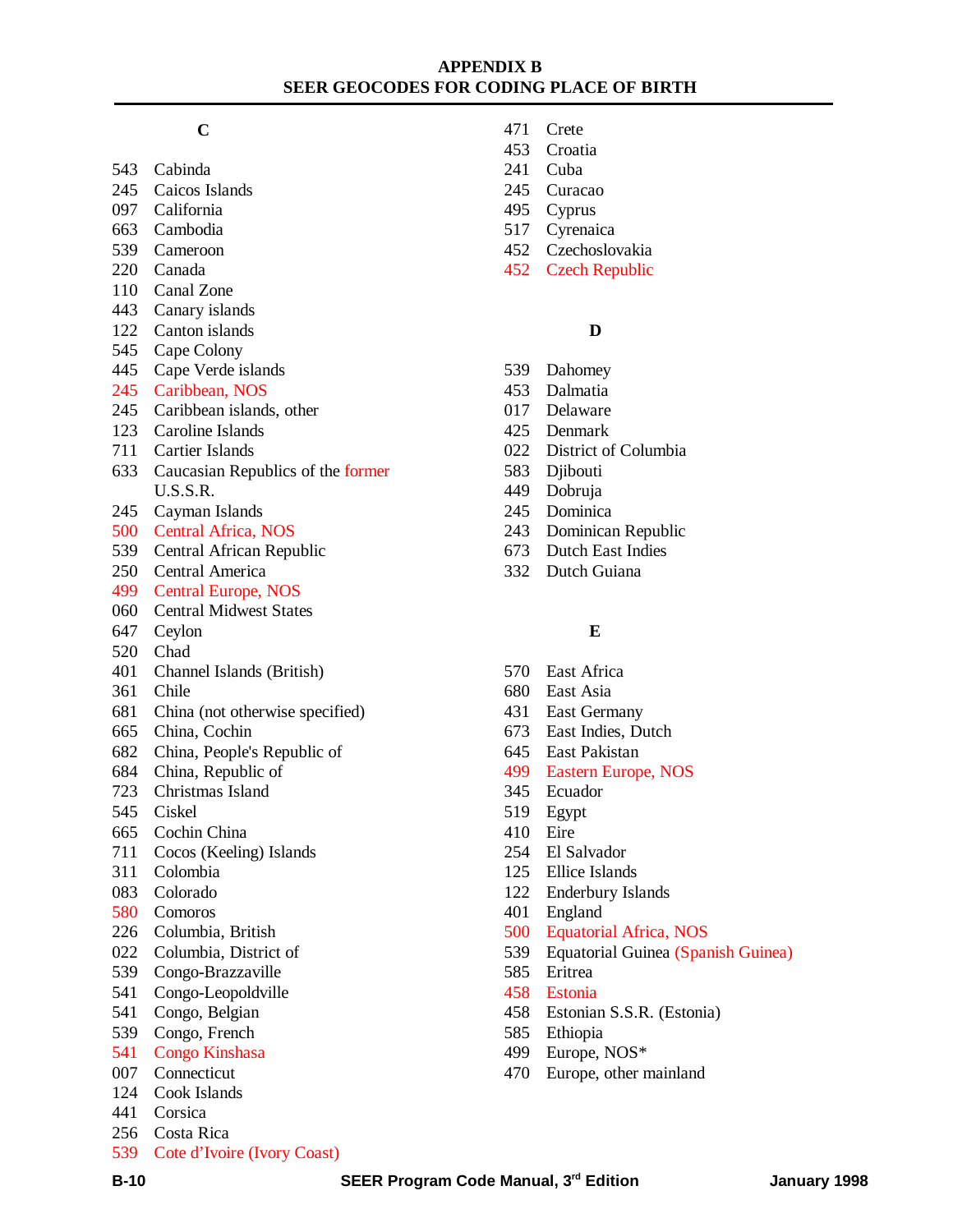# APPENDIX B
## SEER GEOCODES FOR CODING PLACE OF BIRTH

### C

| Code | Place |
|---|---|
| 543 | Cabinda |
| 245 | Caicos Islands |
| 097 | California |
| 663 | Cambodia |
| 539 | Cameroon |
| 220 | Canada |
| 110 | Canal Zone |
| 443 | Canary islands |
| 122 | Canton islands |
| 545 | Cape Colony |
| 445 | Cape Verde islands |
| 245 | Caribbean, NOS |
| 245 | Caribbean islands, other |
| 123 | Caroline Islands |
| 711 | Cartier Islands |
| 633 | Caucasian Republics of the former U.S.S.R. |
| 245 | Cayman Islands |
| 500 | Central Africa, NOS |
| 539 | Central African Republic |
| 250 | Central America |
| 499 | Central Europe, NOS |
| 060 | Central Midwest States |
| 647 | Ceylon |
| 520 | Chad |
| 401 | Channel Islands (British) |
| 361 | Chile |
| 681 | China (not otherwise specified) |
| 665 | China, Cochin |
| 682 | China, People's Republic of |
| 684 | China, Republic of |
| 723 | Christmas Island |
| 545 | Ciskel |
| 665 | Cochin China |
| 711 | Cocos (Keeling) Islands |
| 311 | Colombia |
| 083 | Colorado |
| 580 | Comoros |
| 226 | Columbia, British |
| 022 | Columbia, District of |
| 539 | Congo-Brazzaville |
| 541 | Congo-Leopoldville |
| 541 | Congo, Belgian |
| 539 | Congo, French |
| 541 | Congo Kinshasa |
| 007 | Connecticut |
| 124 | Cook Islands |
| 441 | Corsica |
| 256 | Costa Rica |
| 539 | Cote d'Ivoire (Ivory Coast) |
| 471 | Crete |
| 453 | Croatia |
| 241 | Cuba |
| 245 | Curacao |
| 495 | Cyprus |
| 517 | Cyrenaica |
| 452 | Czechoslovakia |
| 452 | Czech Republic |

### D

| Code | Place |
|---|---|
| 539 | Dahomey |
| 453 | Dalmatia |
| 017 | Delaware |
| 425 | Denmark |
| 022 | District of Columbia |
| 583 | Djibouti |
| 449 | Dobruja |
| 245 | Dominica |
| 243 | Dominican Republic |
| 673 | Dutch East Indies |
| 332 | Dutch Guiana |

### E

| Code | Place |
|---|---|
| 570 | East Africa |
| 680 | East Asia |
| 431 | East Germany |
| 673 | East Indies, Dutch |
| 645 | East Pakistan |
| 499 | Eastern Europe, NOS |
| 345 | Ecuador |
| 519 | Egypt |
| 410 | Eire |
| 254 | El Salvador |
| 125 | Ellice Islands |
| 122 | Enderbury Islands |
| 401 | England |
| 500 | Equatorial Africa, NOS |
| 539 | Equatorial Guinea (Spanish Guinea) |
| 585 | Eritrea |
| 458 | Estonia |
| 458 | Estonian S.S.R. (Estonia) |
| 585 | Ethiopia |
| 499 | Europe, NOS* |
| 470 | Europe, other mainland |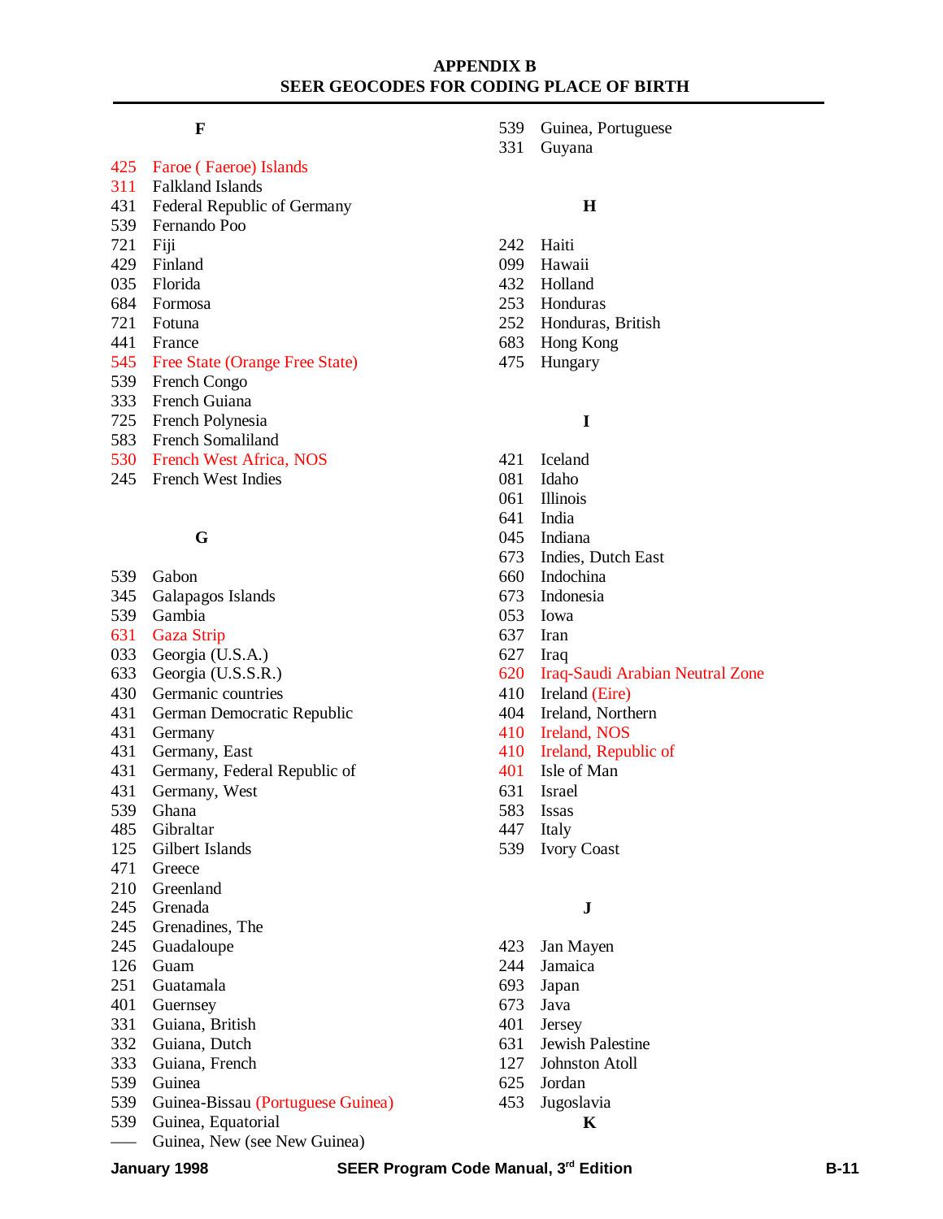# APPENDIX B
## SEER GEOCODES FOR CODING PLACE OF BIRTH

### F

425 Faroe ( Faeroe) Islands
311 Falkland Islands
431 Federal Republic of Germany
539 Fernando Poo
721 Fiji
429 Finland
035 Florida
684 Formosa
721 Fotuna
441 France
545 Free State (Orange Free State)
539 French Congo
333 French Guiana
725 French Polynesia
583 French Somaliland
530 French West Africa, NOS
245 French West Indies

### G

539 Gabon
345 Galapagos Islands
539 Gambia
631 Gaza Strip
033 Georgia (U.S.A.)
633 Georgia (U.S.S.R.)
430 Germanic countries
431 German Democratic Republic
431 Germany
431 Germany, East
431 Germany, Federal Republic of
431 Germany, West
539 Ghana
485 Gibraltar
125 Gilbert Islands
471 Greece
210 Greenland
245 Grenada
245 Grenadines, The
245 Guadaloupe
126 Guam
251 Guatamala
401 Guernsey
331 Guiana, British
332 Guiana, Dutch
333 Guiana, French
539 Guinea
539 Guinea-Bissau (Portuguese Guinea)
539 Guinea, Equatorial
—— Guinea, New (see New Guinea)
539 Guinea, Portuguese
331 Guyana

### H

242 Haiti
099 Hawaii
432 Holland
253 Honduras
252 Honduras, British
683 Hong Kong
475 Hungary

### I

421 Iceland
081 Idaho
061 Illinois
641 India
045 Indiana
673 Indies, Dutch East
660 Indochina
673 Indonesia
053 Iowa
637 Iran
627 Iraq
620 Iraq-Saudi Arabian Neutral Zone
410 Ireland (Eire)
404 Ireland, Northern
410 Ireland, NOS
410 Ireland, Republic of
401 Isle of Man
631 Israel
583 Issas
447 Italy
539 Ivory Coast

### J

423 Jan Mayen
244 Jamaica
693 Japan
673 Java
401 Jersey
631 Jewish Palestine
127 Johnston Atoll
625 Jordan
453 Jugoslavia

### K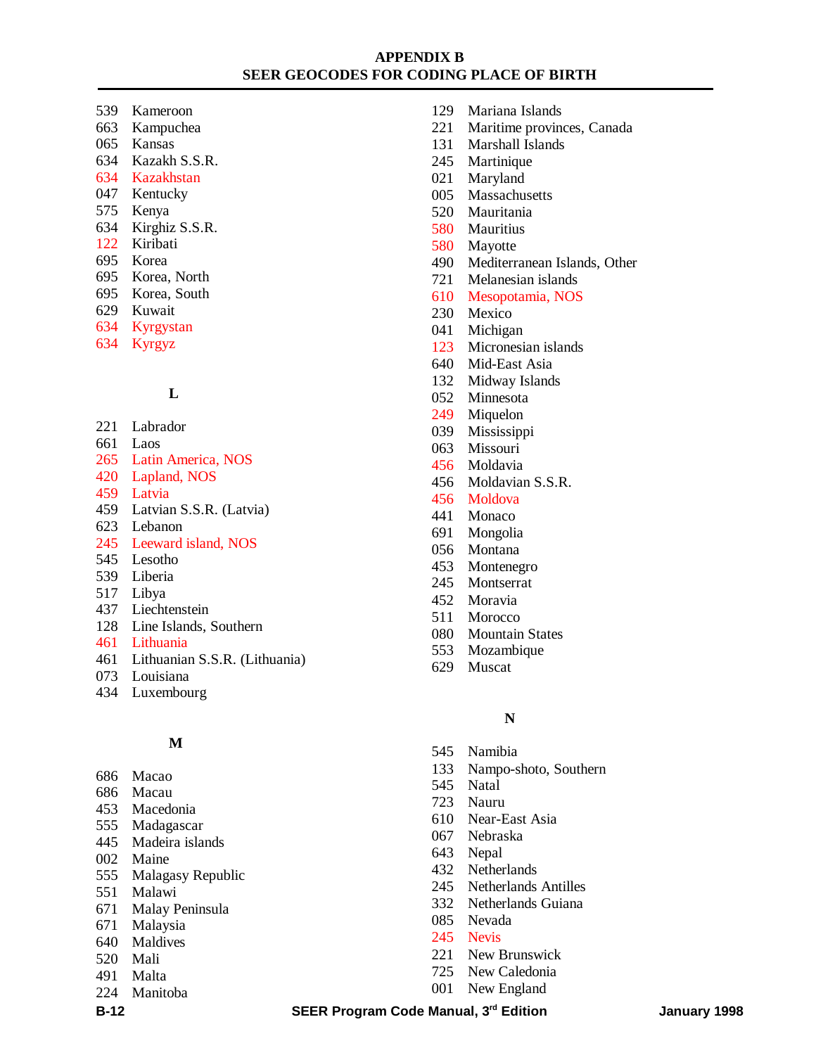## APPENDIX B
## SEER GEOCODES FOR CODING PLACE OF BIRTH

539 Kameroon
663 Kampuchea
065 Kansas
634 Kazakh S.S.R.
634 Kazakhstan
047 Kentucky
575 Kenya
634 Kirghiz S.S.R.
122 Kiribati
695 Korea
695 Korea, North
695 Korea, South
629 Kuwait
634 Kyrgystan
634 Kyrgyz

### L

221 Labrador
661 Laos
265 Latin America, NOS
420 Lapland, NOS
459 Latvia
459 Latvian S.S.R. (Latvia)
623 Lebanon
245 Leeward island, NOS
545 Lesotho
539 Liberia
517 Libya
437 Liechtenstein
128 Line Islands, Southern
461 Lithuania
461 Lithuanian S.S.R. (Lithuania)
073 Louisiana
434 Luxembourg

### M

686 Macao
686 Macau
453 Macedonia
555 Madagascar
445 Madeira islands
002 Maine
555 Malagasy Republic
551 Malawi
671 Malay Peninsula
671 Malaysia
640 Maldives
520 Mali
491 Malta
224 Manitoba
129 Mariana Islands
221 Maritime provinces, Canada
131 Marshall Islands
245 Martinique
021 Maryland
005 Massachusetts
520 Mauritania
580 Mauritius
580 Mayotte
490 Mediterranean Islands, Other
721 Melanesian islands
610 Mesopotamia, NOS
230 Mexico
041 Michigan
123 Micronesian islands
640 Mid-East Asia
132 Midway Islands
052 Minnesota
249 Miquelon
039 Mississippi
063 Missouri
456 Moldavia
456 Moldavian S.S.R.
456 Moldova
441 Monaco
691 Mongolia
056 Montana
453 Montenegro
245 Montserrat
452 Moravia
511 Morocco
080 Mountain States
553 Mozambique
629 Muscat

### N

545 Namibia
133 Nampo-shoto, Southern
545 Natal
723 Nauru
610 Near-East Asia
067 Nebraska
643 Nepal
432 Netherlands
245 Netherlands Antilles
332 Netherlands Guiana
085 Nevada
245 Nevis
221 New Brunswick
725 New Caledonia
001 New England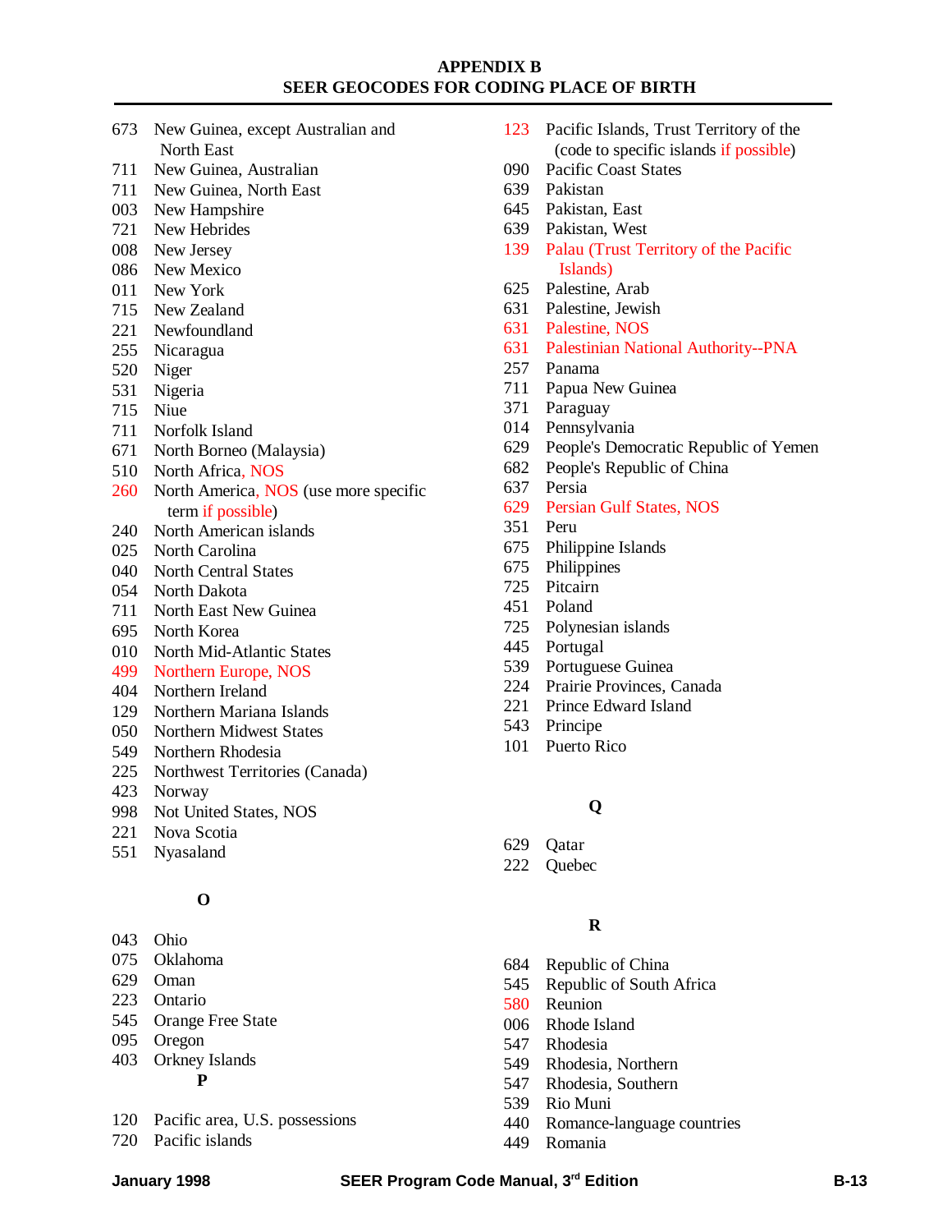## APPENDIX B
## SEER GEOCODES FOR CODING PLACE OF BIRTH

673 New Guinea, except Australian and North East
711 New Guinea, Australian
711 New Guinea, North East
003 New Hampshire
721 New Hebrides
008 New Jersey
086 New Mexico
011 New York
715 New Zealand
221 Newfoundland
255 Nicaragua
520 Niger
531 Nigeria
715 Niue
711 Norfolk Island
671 North Borneo (Malaysia)
510 North Africa, NOS
260 North America, NOS (use more specific term if possible)
240 North American islands
025 North Carolina
040 North Central States
054 North Dakota
711 North East New Guinea
695 North Korea
010 North Mid-Atlantic States
499 Northern Europe, NOS
404 Northern Ireland
129 Northern Mariana Islands
050 Northern Midwest States
549 Northern Rhodesia
225 Northwest Territories (Canada)
423 Norway
998 Not United States, NOS
221 Nova Scotia
551 Nyasaland

**O**

043 Ohio
075 Oklahoma
629 Oman
223 Ontario
545 Orange Free State
095 Oregon
403 Orkney Islands

**P**

120 Pacific area, U.S. possessions
720 Pacific islands
123 Pacific Islands, Trust Territory of the (code to specific islands if possible)
090 Pacific Coast States
639 Pakistan
645 Pakistan, East
639 Pakistan, West
139 Palau (Trust Territory of the Pacific Islands)
625 Palestine, Arab
631 Palestine, Jewish
631 Palestine, NOS
631 Palestinian National Authority--PNA
257 Panama
711 Papua New Guinea
371 Paraguay
014 Pennsylvania
629 People's Democratic Republic of Yemen
682 People's Republic of China
637 Persia
629 Persian Gulf States, NOS
351 Peru
675 Philippine Islands
675 Philippines
725 Pitcairn
451 Poland
725 Polynesian islands
445 Portugal
539 Portuguese Guinea
224 Prairie Provinces, Canada
221 Prince Edward Island
543 Principe
101 Puerto Rico

**Q**

629 Qatar
222 Quebec

**R**

684 Republic of China
545 Republic of South Africa
580 Reunion
006 Rhode Island
547 Rhodesia
549 Rhodesia, Northern
547 Rhodesia, Southern
539 Rio Muni
440 Romance-language countries
449 Romania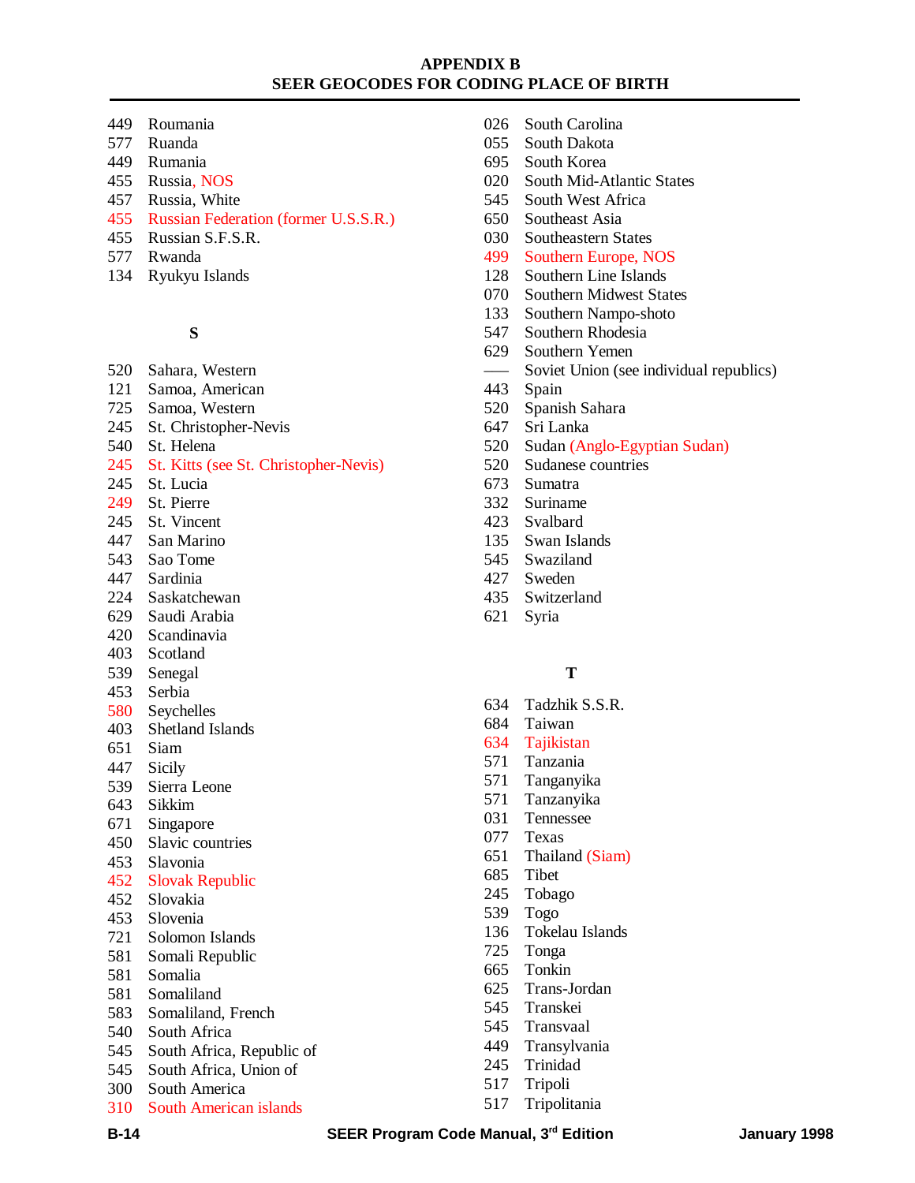**APPENDIX B**
**SEER GEOCODES FOR CODING PLACE OF BIRTH**

449 Roumania
577 Ruanda
449 Rumania
455 Russia, NOS
457 Russia, White
455 Russian Federation (former U.S.S.R.)
455 Russian S.F.S.R.
577 Rwanda
134 Ryukyu Islands

**S**

520 Sahara, Western
121 Samoa, American
725 Samoa, Western
245 St. Christopher-Nevis
540 St. Helena
245 St. Kitts (see St. Christopher-Nevis)
245 St. Lucia
249 St. Pierre
245 St. Vincent
447 San Marino
543 Sao Tome
447 Sardinia
224 Saskatchewan
629 Saudi Arabia
420 Scandinavia
403 Scotland
539 Senegal
453 Serbia
580 Seychelles
403 Shetland Islands
651 Siam
447 Sicily
539 Sierra Leone
643 Sikkim
671 Singapore
450 Slavic countries
453 Slavonia
452 Slovak Republic
452 Slovakia
453 Slovenia
721 Solomon Islands
581 Somali Republic
581 Somalia
581 Somaliland
583 Somaliland, French
540 South Africa
545 South Africa, Republic of
545 South Africa, Union of
300 South America
310 South American islands
026 South Carolina
055 South Dakota
695 South Korea
020 South Mid-Atlantic States
545 South West Africa
650 Southeast Asia
030 Southeastern States
499 Southern Europe, NOS
128 Southern Line Islands
070 Southern Midwest States
133 Southern Nampo-shoto
547 Southern Rhodesia
629 Southern Yemen
—— Soviet Union (see individual republics)
443 Spain
520 Spanish Sahara
647 Sri Lanka
520 Sudan (Anglo-Egyptian Sudan)
520 Sudanese countries
673 Sumatra
332 Suriname
423 Svalbard
135 Swan Islands
545 Swaziland
427 Sweden
435 Switzerland
621 Syria

**T**

634 Tadzhik S.S.R.
684 Taiwan
634 Tajikistan
571 Tanzania
571 Tanganyika
571 Tanzanyika
031 Tennessee
077 Texas
651 Thailand (Siam)
685 Tibet
245 Tobago
539 Togo
136 Tokelau Islands
725 Tonga
665 Tonkin
625 Trans-Jordan
545 Transkei
545 Transvaal
449 Transylvania
245 Trinidad
517 Tripoli
517 Tripolitania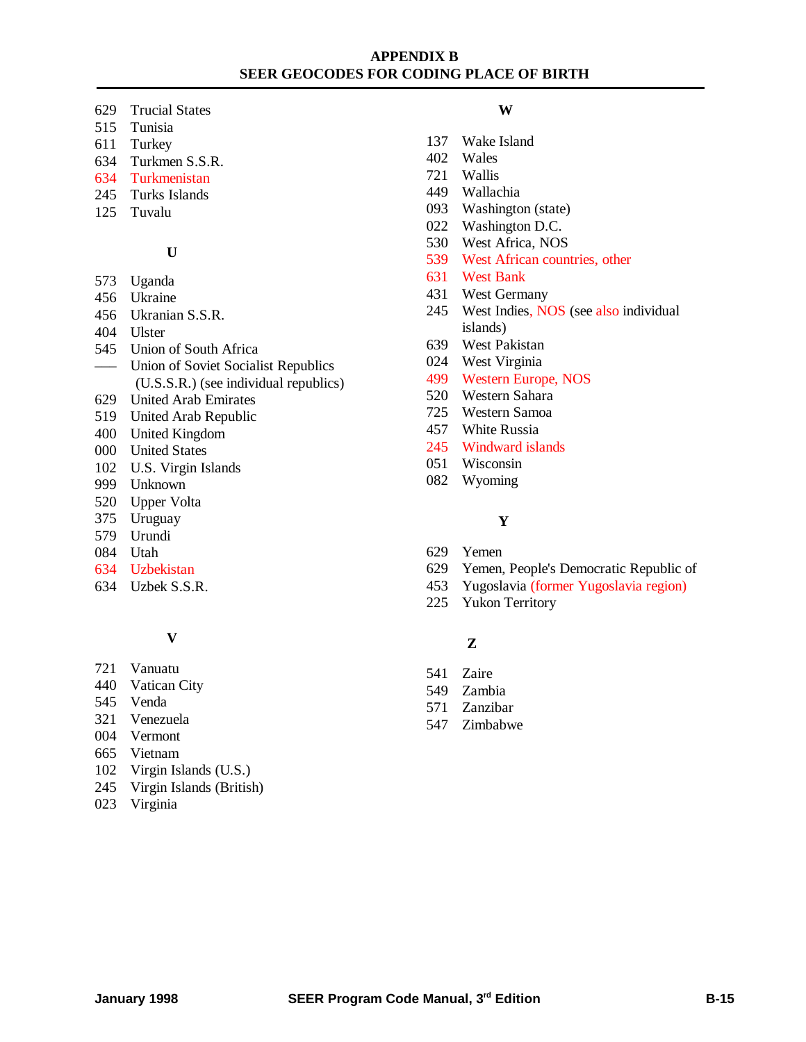# APPENDIX B
# SEER GEOCODES FOR CODING PLACE OF BIRTH

629 Trucial States
515 Tunisia
611 Turkey
634 Turkmen S.S.R.
634 Turkmenistan
245 Turks Islands
125 Tuvalu

**U**

573 Uganda
456 Ukraine
456 Ukranian S.S.R.
404 Ulster
545 Union of South Africa
—— Union of Soviet Socialist Republics (U.S.S.R.) (see individual republics)
629 United Arab Emirates
519 United Arab Republic
400 United Kingdom
000 United States
102 U.S. Virgin Islands
999 Unknown
520 Upper Volta
375 Uruguay
579 Urundi
084 Utah
634 Uzbekistan
634 Uzbek S.S.R.

**V**

721 Vanuatu
440 Vatican City
545 Venda
321 Venezuela
004 Vermont
665 Vietnam
102 Virgin Islands (U.S.)
245 Virgin Islands (British)
023 Virginia

**W**

137 Wake Island
402 Wales
721 Wallis
449 Wallachia
093 Washington (state)
022 Washington D.C.
530 West Africa, NOS
539 West African countries, other
631 West Bank
431 West Germany
245 West Indies, NOS (see also individual islands)
639 West Pakistan
024 West Virginia
499 Western Europe, NOS
520 Western Sahara
725 Western Samoa
457 White Russia
245 Windward islands
051 Wisconsin
082 Wyoming

**Y**

629 Yemen
629 Yemen, People's Democratic Republic of
453 Yugoslavia (former Yugoslavia region)
225 Yukon Territory

**Z**

541 Zaire
549 Zambia
571 Zanzibar
547 Zimbabwe